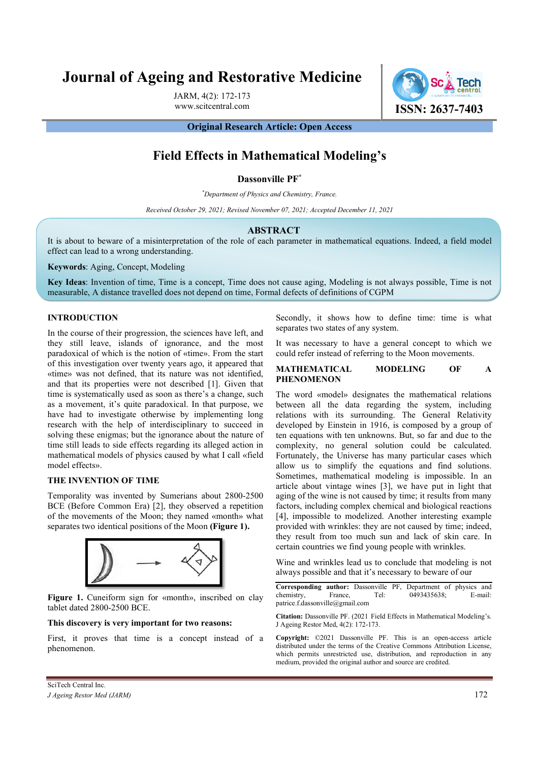# Journal of Ageing and Restorative Medicine

ISSN: 2637-7403

**Original Research Article: Open Access**

## Field Effects in Mathematical Modeling's

**Dassonville PF***

*Department of Physics and Chemistry, France.

*Received October 29, 2021; Revised November 07, 2021; Accepted December 11, 2021*

### ABSTRACT

It is about to beware of a misinterpretation of the role of each parameter in mathematical equations. Indeed, a field model effect can lead to a wrong understanding.

**Keywords**: Aging, Concept, Modeling

**Key Ideas**: Invention of time, Time is a concept, Time does not cause aging, Modeling is not always possible, Time is not measurable, A distance travelled does not depend on time, Formal defects of definitions of CGPM

## INTRODUCTION

In the course of their progression, the sciences have left, and they still leave, islands of ignorance, and the most paradoxical of which is the notion of «time». From the start of this investigation over twenty years ago, it appeared that «time» was not defined, that its nature was not identified, and that its properties were not described [1]. Given that time is systematically used as soon as there's a change, such as a movement, it's quite paradoxical. In that purpose, we have had to investigate otherwise by implementing long research with the help of interdisciplinary to succeed in solving these enigmas; but the ignorance about the nature of time still leads to side effects regarding its alleged action in mathematical models of physics caused by what I call «field model effects».

## THE INVENTION OF TIME

Temporality was invented by Sumerians about 2800-2500 BCE (Before Common Era) [2], they observed a repetition of the movements of the Moon; they named «month» what separates two identical positions of the Moon **(Figure 1).**

**Figure 1.** Cuneiform sign for «month», inscribed on clay tablet dated 2800-2500 BCE.

**This discovery is very important for two reasons:**

First, it proves that time is a concept instead of a phenomenon.

Secondly, it shows how to define time: time is what separates two states of any system.

It was necessary to have a general concept to which we could refer instead of referring to the Moon movements.

## MATHEMATICAL MODELING OF A PHENOMENON

The word «model» designates the mathematical relations between all the data regarding the system, including relations with its surrounding. The General Relativity developed by Einstein in 1916, is composed by a group of ten equations with ten unknowns. But, so far and due to the complexity, no general solution could be calculated. Fortunately, the Universe has many particular cases which allow us to simplify the equations and find solutions. Sometimes, mathematical modeling is impossible. In an article about vintage wines [3], we have put in light that aging of the wine is not caused by time; it results from many factors, including complex chemical and biological reactions [4], impossible to modelized. Another interesting example provided with wrinkles: they are not caused by time; indeed, they result from too much sun and lack of skin care. In certain countries we find young people with wrinkles.

Wine and wrinkles lead us to conclude that modeling is not always possible and that it's necessary to beware of our

**Corresponding author:** Dassonville PF, Department of physics and chemistry, France, Tel: 0493435638; E-mail: patrice.f.dassonville@gmail.com

**Citation:** Dassonville PF. (2021 Field Effects in Mathematical Modeling's. J Ageing Restor Med, 4(2): 172-173.

**Copyright:** ©2021 Dassonville PF. This is an open-access article distributed under the terms of the Creative Commons Attribution License, which permits unrestricted use, distribution, and reproduction in any medium, provided the original author and source are credited.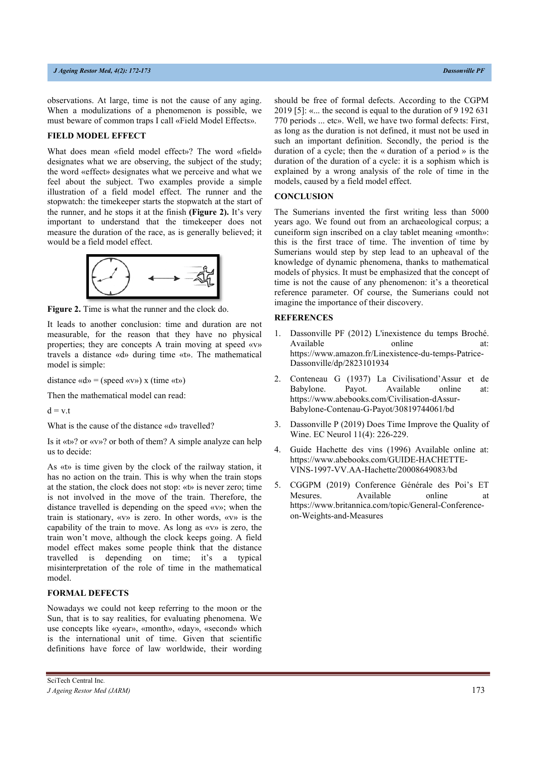observations. At large, time is not the cause of any aging. When a modulizations of a phenomenon is possible, we must beware of common traps I call «Field Model Effects».

## FIELD MODEL EFFECT

What does mean «field model effect»? The word «field» designates what we are observing, the subject of the study; the word «effect» designates what we perceive and what we feel about the subject. Two examples provide a simple illustration of a field model effect. The runner and the stopwatch: the timekeeper starts the stopwatch at the start of the runner, and he stops it at the finish **(Figure 2).** It's very important to understand that the timekeeper does not measure the duration of the race, as is generally believed; it would be a field model effect.

**Figure 2.** Time is what the runner and the clock do.

It leads to another conclusion: time and duration are not measurable, for the reason that they have no physical properties; they are concepts A train moving at speed «v» travels a distance «d» during time «t». The mathematical model is simple:

distance «d» = (speed «v») x (time «t»)

Then the mathematical model can read:

$d = v.t$

What is the cause of the distance «d» travelled?

Is it «t»? or «v»? or both of them? A simple analyze can help us to decide:

As «t» is time given by the clock of the railway station, it has no action on the train. This is why when the train stops at the station, the clock does not stop: «t» is never zero; time is not involved in the move of the train. Therefore, the distance travelled is depending on the speed «v»; when the train is stationary, «v» is zero. In other words, «v» is the capability of the train to move. As long as «v» is zero, the train won't move, although the clock keeps going. A field model effect makes some people think that the distance travelled is depending on time; it's a typical misinterpretation of the role of time in the mathematical model.

## FORMAL DEFECTS

Nowadays we could not keep referring to the moon or the Sun, that is to say realities, for evaluating phenomena. We use concepts like «year», «month», «day», «second» which is the international unit of time. Given that scientific definitions have force of law worldwide, their wording should be free of formal defects. According to the CGPM 2019 [5]: «... the second is equal to the duration of 9 192 631 770 periods ... etc». Well, we have two formal defects: First, as long as the duration is not defined, it must not be used in such an important definition. Secondly, the period is the duration of a cycle; then the « duration of a period » is the duration of the duration of a cycle: it is a sophism which is explained by a wrong analysis of the role of time in the models, caused by a field model effect.

## CONCLUSION

The Sumerians invented the first writing less than 5000 years ago. We found out from an archaeological corpus; a cuneiform sign inscribed on a clay tablet meaning «month»: this is the first trace of time. The invention of time by Sumerians would step by step lead to an upheaval of the knowledge of dynamic phenomena, thanks to mathematical models of physics. It must be emphasized that the concept of time is not the cause of any phenomenon: it's a theoretical reference parameter. Of course, the Sumerians could not imagine the importance of their discovery.

## REFERENCES

1. Dassonville PF (2012) L'inexistence du temps Broché. Available online at: https://www.amazon.fr/Linexistence-du-temps-Patrice-Dassonville/dp/2823101934
2. Conteneau G (1937) La Civilisation d'Assur et de Babylone. Payot. Available online at: https://www.abebooks.com/Civilisation-dAssur-Babylone-Contenau-G-Payot/30819744061/bd
3. Dassonville P (2019) Does Time Improve the Quality of Wine. EC Neurol 11(4): 226-229.
4. Guide Hachette des vins (1996) Available online at: https://www.abebooks.com/GUIDE-HACHETTE-VINS-1997-VV.AA-Hachette/20008649083/bd
5. CGGPM (2019) Conference Générale des Poi's ET Mesures. Available online at https://www.britannica.com/topic/General-Conference-on-Weights-and-Measures